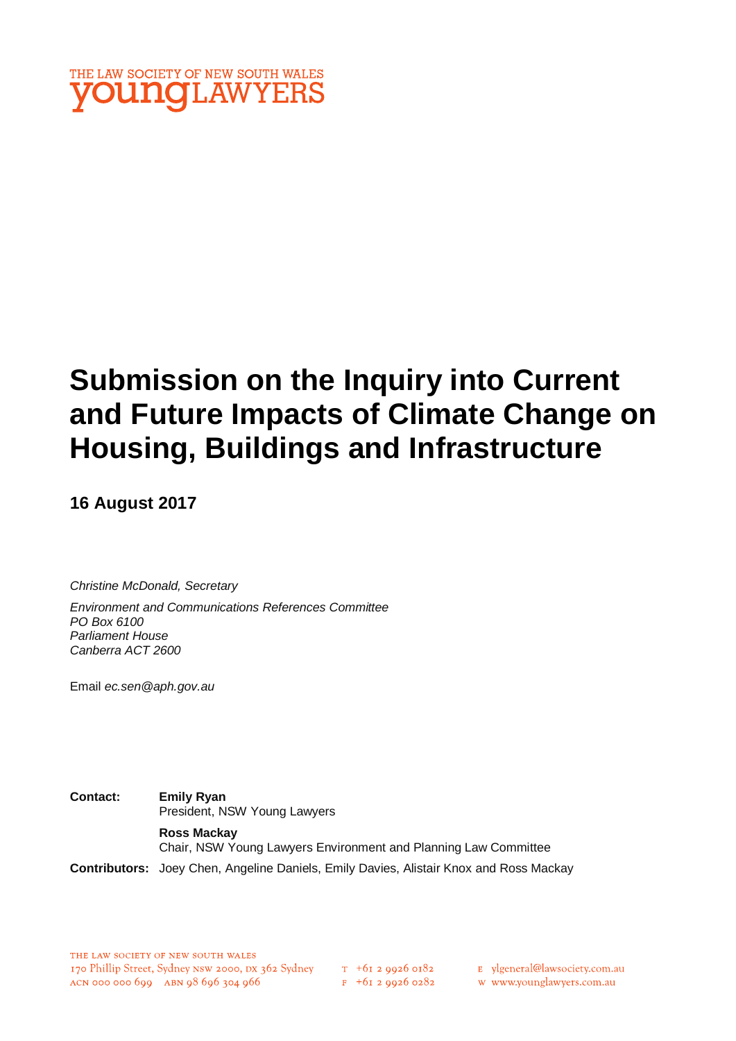THE LAW SOCIETY OF NEW SOUTH WALES
**young**LAWYERS

# Submission on the Inquiry into Current and Future Impacts of Climate Change on Housing, Buildings and Infrastructure

**16 August 2017**

*Christine McDonald, Secretary*

*Environment and Communications References Committee*
*PO Box 6100*
*Parliament House*
*Canberra ACT 2600*

Email *ec.sen@aph.gov.au*

**Contact:** **Emily Ryan**
President, NSW Young Lawyers

**Ross Mackay**
Chair, NSW Young Lawyers Environment and Planning Law Committee

**Contributors:** Joey Chen, Angeline Daniels, Emily Davies, Alistair Knox and Ross Mackay

THE LAW SOCIETY OF NEW SOUTH WALES
170 Phillip Street, Sydney NSW 2000, DX 362 Sydney
ACN 000 000 699 ABN 98 696 304 966

T +61 2 9926 0182
F +61 2 9926 0282

E ylgeneral@lawsociety.com.au
W www.younglawyers.com.au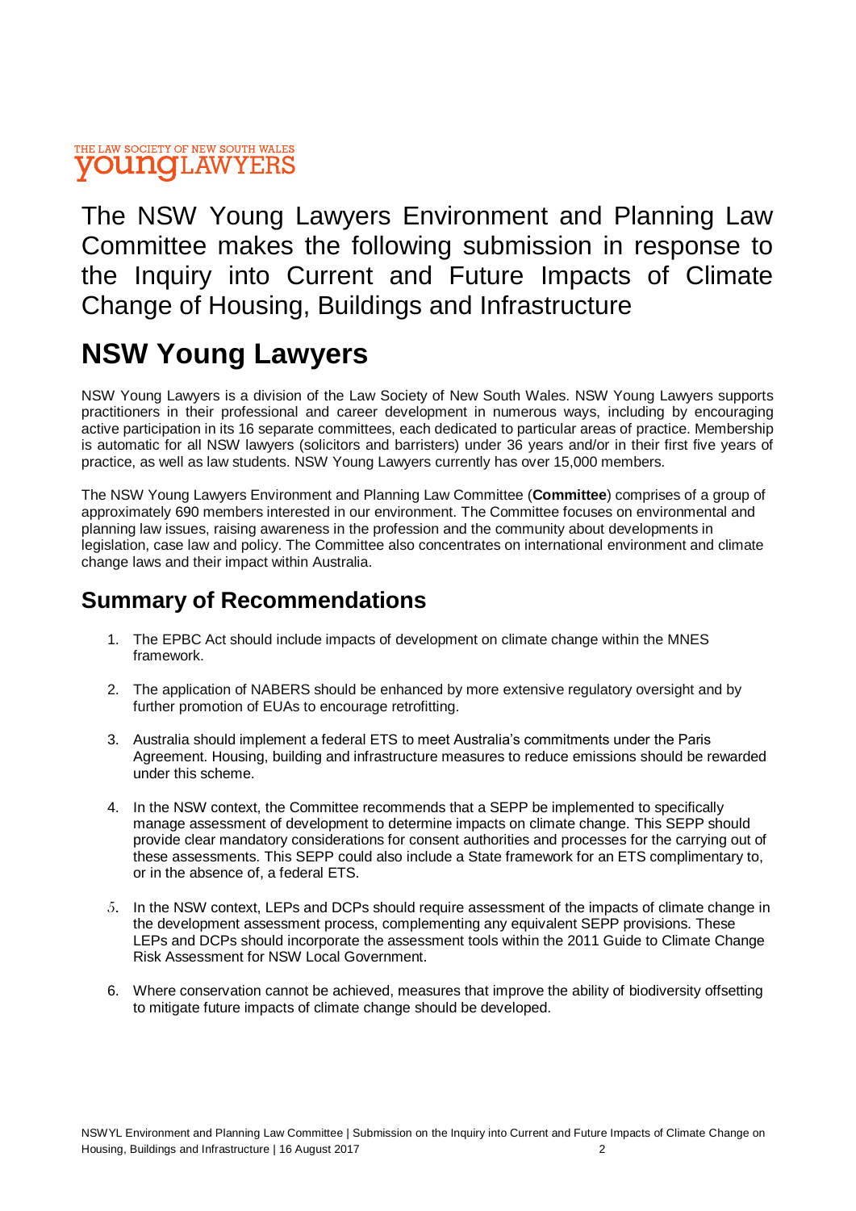THE LAW SOCIETY OF NEW SOUTH WALES
youngLAWYERS

The NSW Young Lawyers Environment and Planning Law Committee makes the following submission in response to the Inquiry into Current and Future Impacts of Climate Change of Housing, Buildings and Infrastructure

# NSW Young Lawyers

NSW Young Lawyers is a division of the Law Society of New South Wales. NSW Young Lawyers supports practitioners in their professional and career development in numerous ways, including by encouraging active participation in its 16 separate committees, each dedicated to particular areas of practice. Membership is automatic for all NSW lawyers (solicitors and barristers) under 36 years and/or in their first five years of practice, as well as law students. NSW Young Lawyers currently has over 15,000 members.

The NSW Young Lawyers Environment and Planning Law Committee (**Committee**) comprises of a group of approximately 690 members interested in our environment. The Committee focuses on environmental and planning law issues, raising awareness in the profession and the community about developments in legislation, case law and policy. The Committee also concentrates on international environment and climate change laws and their impact within Australia.

## Summary of Recommendations

1. The EPBC Act should include impacts of development on climate change within the MNES framework.
2. The application of NABERS should be enhanced by more extensive regulatory oversight and by further promotion of EUAs to encourage retrofitting.
3. Australia should implement a federal ETS to meet Australia's commitments under the Paris Agreement. Housing, building and infrastructure measures to reduce emissions should be rewarded under this scheme.
4. In the NSW context, the Committee recommends that a SEPP be implemented to specifically manage assessment of development to determine impacts on climate change. This SEPP should provide clear mandatory considerations for consent authorities and processes for the carrying out of these assessments. This SEPP could also include a State framework for an ETS complimentary to, or in the absence of, a federal ETS.
5. In the NSW context, LEPs and DCPs should require assessment of the impacts of climate change in the development assessment process, complementing any equivalent SEPP provisions. These LEPs and DCPs should incorporate the assessment tools within the 2011 Guide to Climate Change Risk Assessment for NSW Local Government.
6. Where conservation cannot be achieved, measures that improve the ability of biodiversity offsetting to mitigate future impacts of climate change should be developed.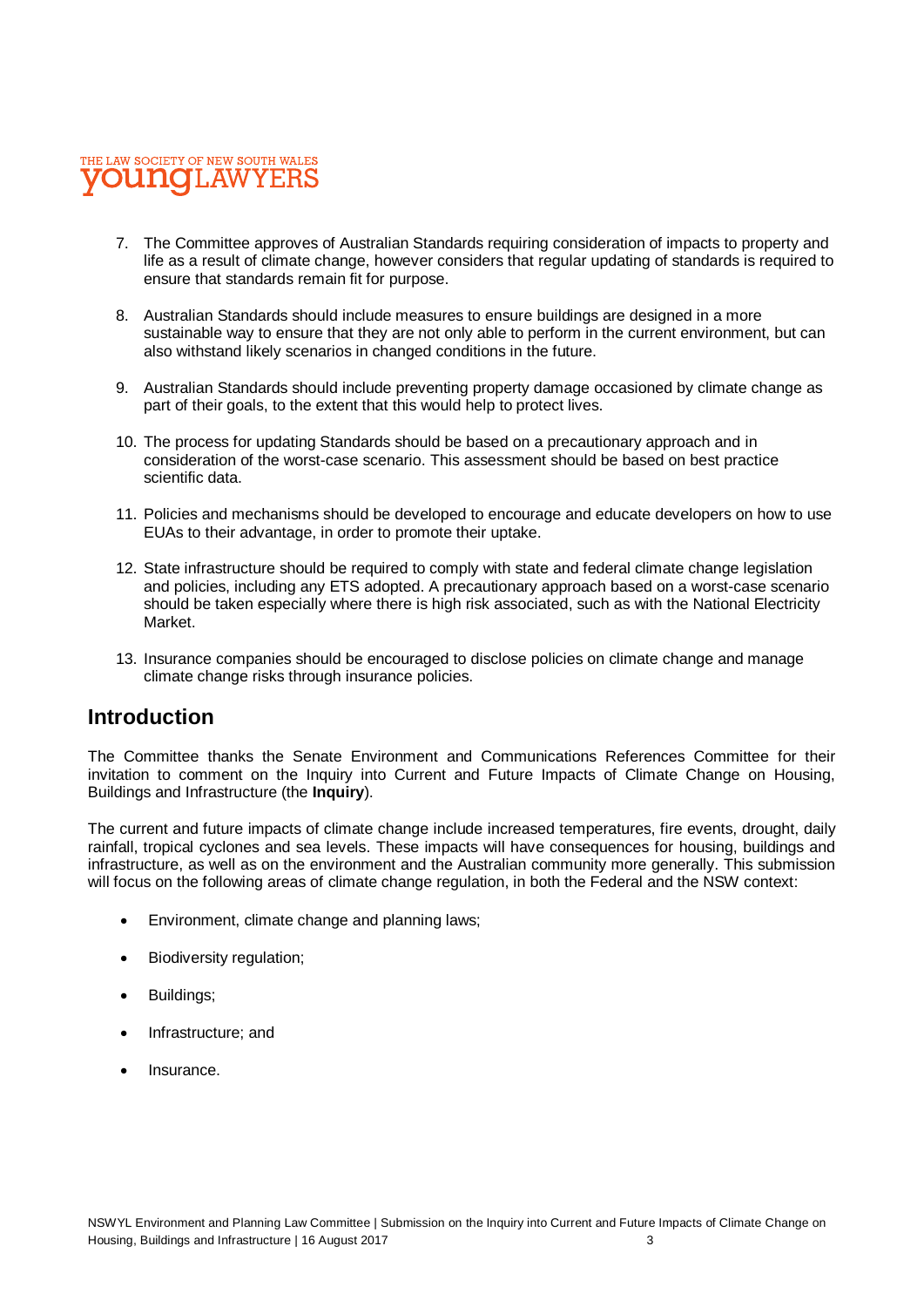7. The Committee approves of Australian Standards requiring consideration of impacts to property and life as a result of climate change, however considers that regular updating of standards is required to ensure that standards remain fit for purpose.

8. Australian Standards should include measures to ensure buildings are designed in a more sustainable way to ensure that they are not only able to perform in the current environment, but can also withstand likely scenarios in changed conditions in the future.

9. Australian Standards should include preventing property damage occasioned by climate change as part of their goals, to the extent that this would help to protect lives.

10. The process for updating Standards should be based on a precautionary approach and in consideration of the worst-case scenario. This assessment should be based on best practice scientific data.

11. Policies and mechanisms should be developed to encourage and educate developers on how to use EUAs to their advantage, in order to promote their uptake.

12. State infrastructure should be required to comply with state and federal climate change legislation and policies, including any ETS adopted. A precautionary approach based on a worst-case scenario should be taken especially where there is high risk associated, such as with the National Electricity Market.

13. Insurance companies should be encouraged to disclose policies on climate change and manage climate change risks through insurance policies.

## Introduction

The Committee thanks the Senate Environment and Communications References Committee for their invitation to comment on the Inquiry into Current and Future Impacts of Climate Change on Housing, Buildings and Infrastructure (the **Inquiry**).

The current and future impacts of climate change include increased temperatures, fire events, drought, daily rainfall, tropical cyclones and sea levels. These impacts will have consequences for housing, buildings and infrastructure, as well as on the environment and the Australian community more generally. This submission will focus on the following areas of climate change regulation, in both the Federal and the NSW context:

- Environment, climate change and planning laws;
- Biodiversity regulation;
- Buildings;
- Infrastructure; and
- Insurance.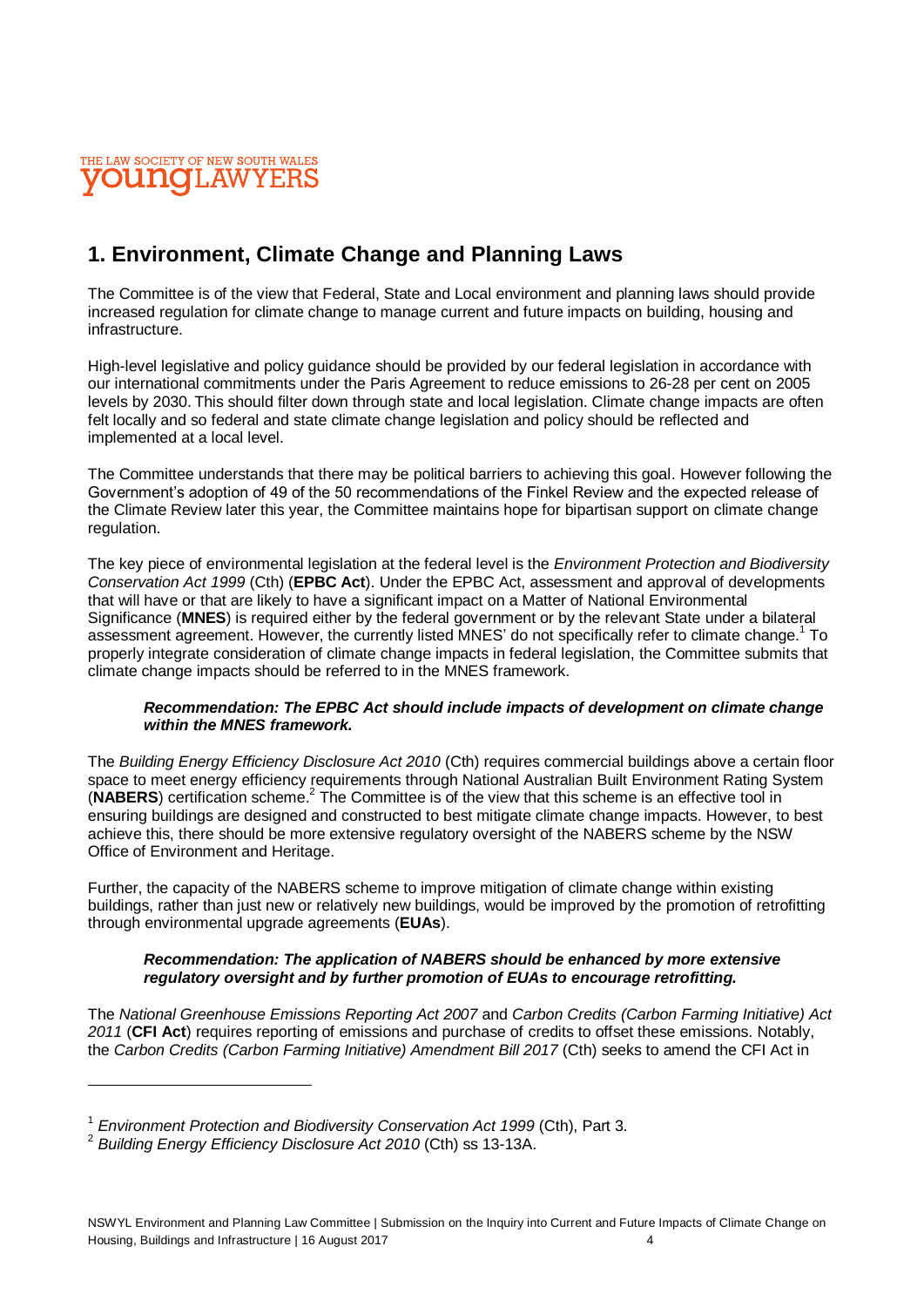## 1. Environment, Climate Change and Planning Laws

The Committee is of the view that Federal, State and Local environment and planning laws should provide increased regulation for climate change to manage current and future impacts on building, housing and infrastructure.

High-level legislative and policy guidance should be provided by our federal legislation in accordance with our international commitments under the Paris Agreement to reduce emissions to 26-28 per cent on 2005 levels by 2030. This should filter down through state and local legislation. Climate change impacts are often felt locally and so federal and state climate change legislation and policy should be reflected and implemented at a local level.

The Committee understands that there may be political barriers to achieving this goal. However following the Government's adoption of 49 of the 50 recommendations of the Finkel Review and the expected release of the Climate Review later this year, the Committee maintains hope for bipartisan support on climate change regulation.

The key piece of environmental legislation at the federal level is the *Environment Protection and Biodiversity Conservation Act 1999* (Cth) (**EPBC Act**). Under the EPBC Act, assessment and approval of developments that will have or that are likely to have a significant impact on a Matter of National Environmental Significance (**MNES**) is required either by the federal government or by the relevant State under a bilateral assessment agreement. However, the currently listed MNES' do not specifically refer to climate change.[1] To properly integrate consideration of climate change impacts in federal legislation, the Committee submits that climate change impacts should be referred to in the MNES framework.

> ***Recommendation: The EPBC Act should include impacts of development on climate change within the MNES framework.***

The *Building Energy Efficiency Disclosure Act 2010* (Cth) requires commercial buildings above a certain floor space to meet energy efficiency requirements through National Australian Built Environment Rating System (**NABERS**) certification scheme.[2] The Committee is of the view that this scheme is an effective tool in ensuring buildings are designed and constructed to best mitigate climate change impacts. However, to best achieve this, there should be more extensive regulatory oversight of the NABERS scheme by the NSW Office of Environment and Heritage.

Further, the capacity of the NABERS scheme to improve mitigation of climate change within existing buildings, rather than just new or relatively new buildings, would be improved by the promotion of retrofitting through environmental upgrade agreements (**EUAs**).

> ***Recommendation: The application of NABERS should be enhanced by more extensive regulatory oversight and by further promotion of EUAs to encourage retrofitting.***

The *National Greenhouse Emissions Reporting Act 2007* and *Carbon Credits (Carbon Farming Initiative) Act 2011* (**CFI Act**) requires reporting of emissions and purchase of credits to offset these emissions. Notably, the *Carbon Credits (Carbon Farming Initiative) Amendment Bill 2017* (Cth) seeks to amend the CFI Act in

---

[1] *Environment Protection and Biodiversity Conservation Act 1999* (Cth), Part 3.

[2] *Building Energy Efficiency Disclosure Act 2010* (Cth) ss 13-13A.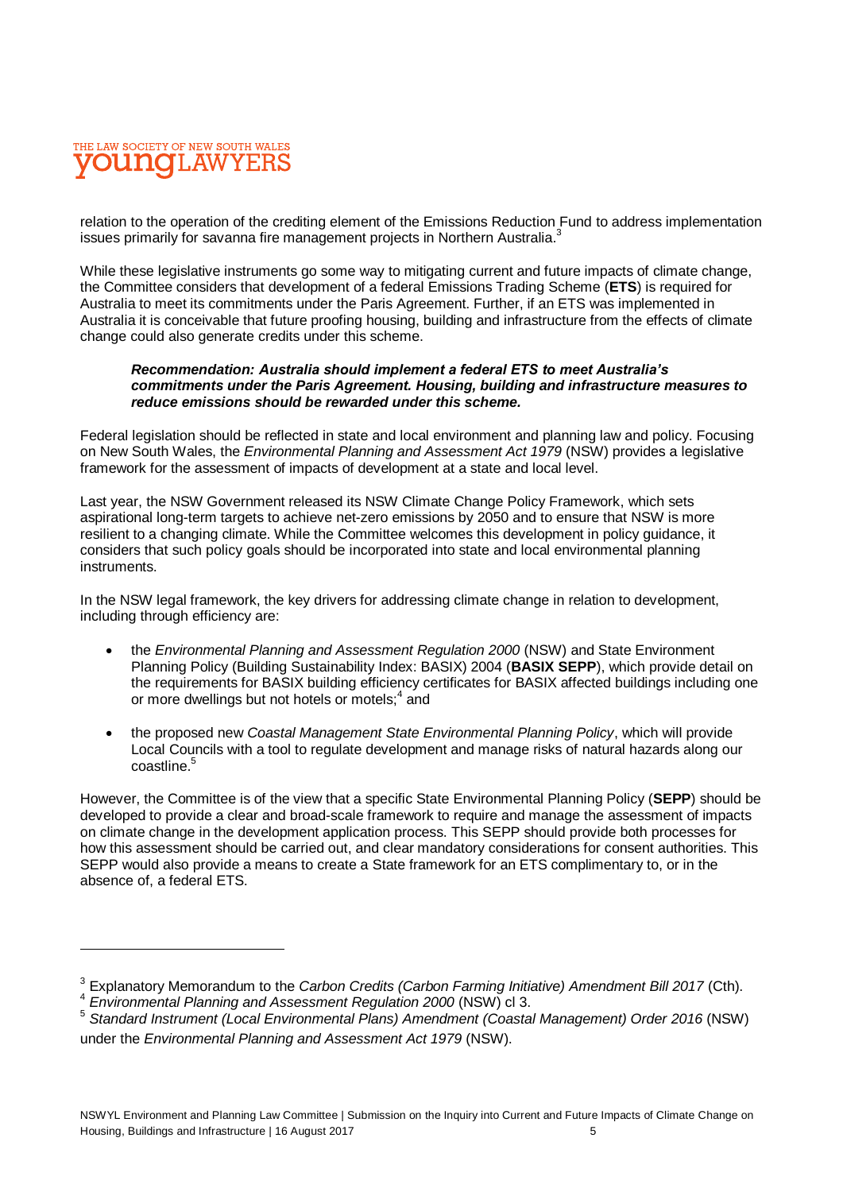relation to the operation of the crediting element of the Emissions Reduction Fund to address implementation issues primarily for savanna fire management projects in Northern Australia.[3]

While these legislative instruments go some way to mitigating current and future impacts of climate change, the Committee considers that development of a federal Emissions Trading Scheme (**ETS**) is required for Australia to meet its commitments under the Paris Agreement. Further, if an ETS was implemented in Australia it is conceivable that future proofing housing, building and infrastructure from the effects of climate change could also generate credits under this scheme.

> ***Recommendation: Australia should implement a federal ETS to meet Australia's commitments under the Paris Agreement. Housing, building and infrastructure measures to reduce emissions should be rewarded under this scheme.***

Federal legislation should be reflected in state and local environment and planning law and policy. Focusing on New South Wales, the *Environmental Planning and Assessment Act 1979* (NSW) provides a legislative framework for the assessment of impacts of development at a state and local level.

Last year, the NSW Government released its NSW Climate Change Policy Framework, which sets aspirational long-term targets to achieve net-zero emissions by 2050 and to ensure that NSW is more resilient to a changing climate. While the Committee welcomes this development in policy guidance, it considers that such policy goals should be incorporated into state and local environmental planning instruments.

In the NSW legal framework, the key drivers for addressing climate change in relation to development, including through efficiency are:

- the *Environmental Planning and Assessment Regulation 2000* (NSW) and State Environment Planning Policy (Building Sustainability Index: BASIX) 2004 (**BASIX SEPP**), which provide detail on the requirements for BASIX building efficiency certificates for BASIX affected buildings including one or more dwellings but not hotels or motels;[4] and
- the proposed new *Coastal Management State Environmental Planning Policy*, which will provide Local Councils with a tool to regulate development and manage risks of natural hazards along our coastline.[5]

However, the Committee is of the view that a specific State Environmental Planning Policy (**SEPP**) should be developed to provide a clear and broad-scale framework to require and manage the assessment of impacts on climate change in the development application process. This SEPP should provide both processes for how this assessment should be carried out, and clear mandatory considerations for consent authorities. This SEPP would also provide a means to create a State framework for an ETS complimentary to, or in the absence of, a federal ETS.

---

[3] Explanatory Memorandum to the *Carbon Credits (Carbon Farming Initiative) Amendment Bill 2017* (Cth).

[4] *Environmental Planning and Assessment Regulation 2000* (NSW) cl 3.

[5] *Standard Instrument (Local Environmental Plans) Amendment (Coastal Management) Order 2016* (NSW) under the *Environmental Planning and Assessment Act 1979* (NSW).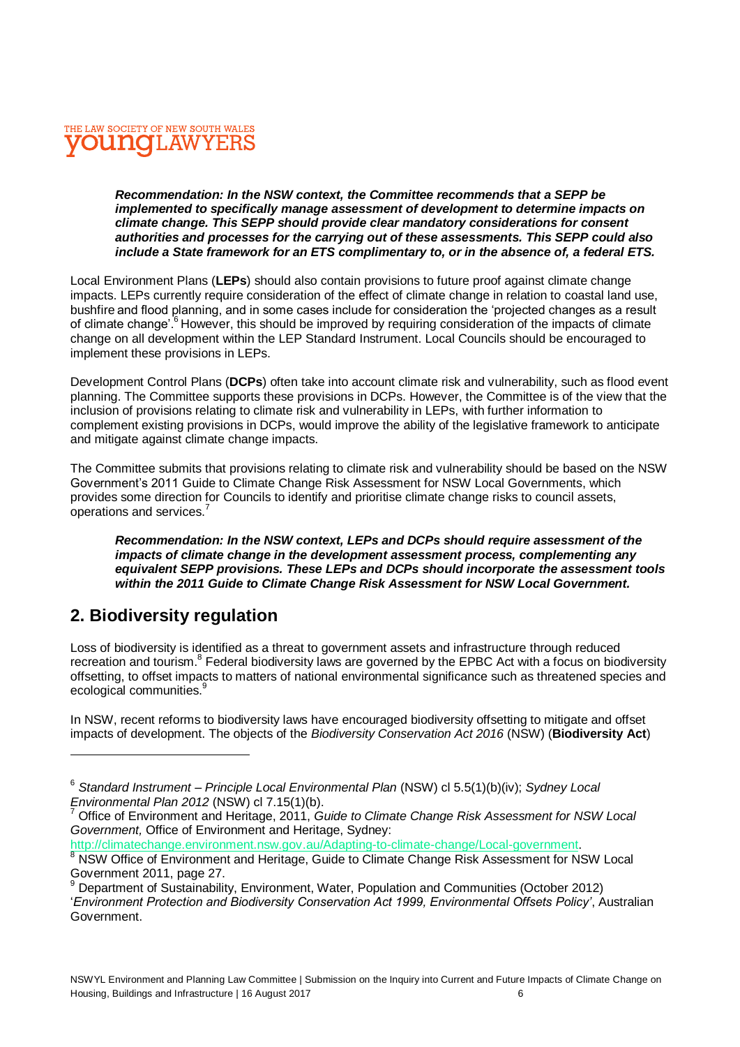***Recommendation: In the NSW context, the Committee recommends that a SEPP be implemented to specifically manage assessment of development to determine impacts on climate change. This SEPP should provide clear mandatory considerations for consent authorities and processes for the carrying out of these assessments. This SEPP could also include a State framework for an ETS complimentary to, or in the absence of, a federal ETS.***

Local Environment Plans (**LEPs**) should also contain provisions to future proof against climate change impacts. LEPs currently require consideration of the effect of climate change in relation to coastal land use, bushfire and flood planning, and in some cases include for consideration the 'projected changes as a result of climate change'.[6] However, this should be improved by requiring consideration of the impacts of climate change on all development within the LEP Standard Instrument. Local Councils should be encouraged to implement these provisions in LEPs.

Development Control Plans (**DCPs**) often take into account climate risk and vulnerability, such as flood event planning. The Committee supports these provisions in DCPs. However, the Committee is of the view that the inclusion of provisions relating to climate risk and vulnerability in LEPs, with further information to complement existing provisions in DCPs, would improve the ability of the legislative framework to anticipate and mitigate against climate change impacts.

The Committee submits that provisions relating to climate risk and vulnerability should be based on the NSW Government's 2011 Guide to Climate Change Risk Assessment for NSW Local Governments, which provides some direction for Councils to identify and prioritise climate change risks to council assets, operations and services.[7]

***Recommendation: In the NSW context, LEPs and DCPs should require assessment of the impacts of climate change in the development assessment process, complementing any equivalent SEPP provisions. These LEPs and DCPs should incorporate the assessment tools within the 2011 Guide to Climate Change Risk Assessment for NSW Local Government.***

## 2. Biodiversity regulation

Loss of biodiversity is identified as a threat to government assets and infrastructure through reduced recreation and tourism.[8] Federal biodiversity laws are governed by the EPBC Act with a focus on biodiversity offsetting, to offset impacts to matters of national environmental significance such as threatened species and ecological communities.[9]

In NSW, recent reforms to biodiversity laws have encouraged biodiversity offsetting to mitigate and offset impacts of development. The objects of the *Biodiversity Conservation Act 2016* (NSW) (**Biodiversity Act**)

---

[6] *Standard Instrument – Principle Local Environmental Plan* (NSW) cl 5.5(1)(b)(iv); *Sydney Local Environmental Plan 2012* (NSW) cl 7.15(1)(b).

[7] Office of Environment and Heritage, 2011, *Guide to Climate Change Risk Assessment for NSW Local Government,* Office of Environment and Heritage, Sydney: http://climatechange.environment.nsw.gov.au/Adapting-to-climate-change/Local-government.

[8] NSW Office of Environment and Heritage, Guide to Climate Change Risk Assessment for NSW Local Government 2011, page 27.

[9] Department of Sustainability, Environment, Water, Population and Communities (October 2012) '*Environment Protection and Biodiversity Conservation Act 1999, Environmental Offsets Policy'*, Australian Government.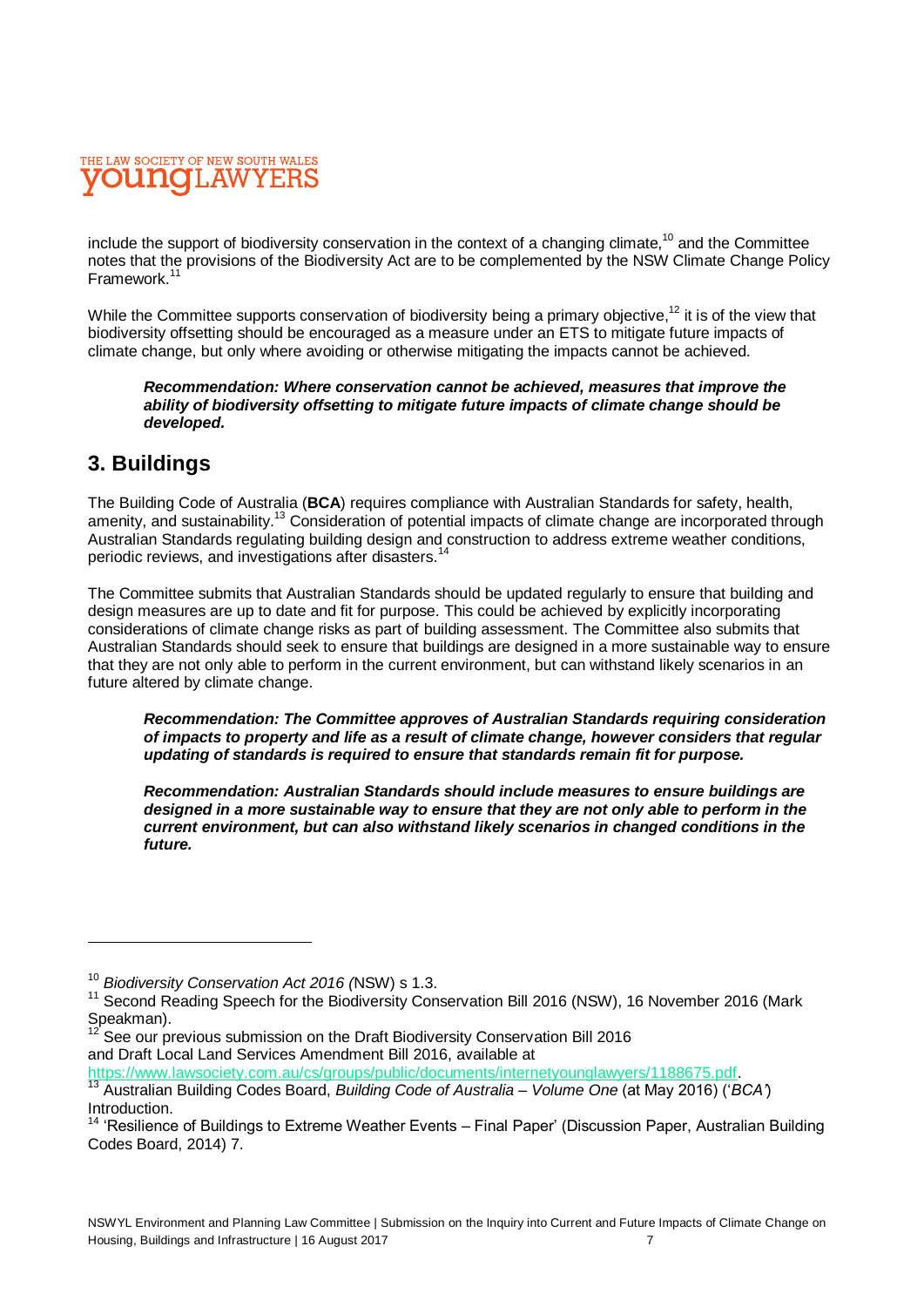include the support of biodiversity conservation in the context of a changing climate,[10] and the Committee notes that the provisions of the Biodiversity Act are to be complemented by the NSW Climate Change Policy Framework.[11]

While the Committee supports conservation of biodiversity being a primary objective,[12] it is of the view that biodiversity offsetting should be encouraged as a measure under an ETS to mitigate future impacts of climate change, but only where avoiding or otherwise mitigating the impacts cannot be achieved.

> ***Recommendation: Where conservation cannot be achieved, measures that improve the ability of biodiversity offsetting to mitigate future impacts of climate change should be developed.***

## 3. Buildings

The Building Code of Australia (**BCA**) requires compliance with Australian Standards for safety, health, amenity, and sustainability.[13] Consideration of potential impacts of climate change are incorporated through Australian Standards regulating building design and construction to address extreme weather conditions, periodic reviews, and investigations after disasters.[14]

The Committee submits that Australian Standards should be updated regularly to ensure that building and design measures are up to date and fit for purpose. This could be achieved by explicitly incorporating considerations of climate change risks as part of building assessment. The Committee also submits that Australian Standards should seek to ensure that buildings are designed in a more sustainable way to ensure that they are not only able to perform in the current environment, but can withstand likely scenarios in an future altered by climate change.

> ***Recommendation: The Committee approves of Australian Standards requiring consideration of impacts to property and life as a result of climate change, however considers that regular updating of standards is required to ensure that standards remain fit for purpose.***

> ***Recommendation: Australian Standards should include measures to ensure buildings are designed in a more sustainable way to ensure that they are not only able to perform in the current environment, but can also withstand likely scenarios in changed conditions in the future.***

---

[10] *Biodiversity Conservation Act 2016 (*NSW) s 1.3.

[11] Second Reading Speech for the Biodiversity Conservation Bill 2016 (NSW), 16 November 2016 (Mark Speakman).

[12] See our previous submission on the Draft Biodiversity Conservation Bill 2016 and Draft Local Land Services Amendment Bill 2016, available at https://www.lawsociety.com.au/cs/groups/public/documents/internetyounglawyers/1188675.pdf.

[13] Australian Building Codes Board, *Building Code of Australia – Volume One* (at May 2016) ('*BCA'*) Introduction.

[14] 'Resilience of Buildings to Extreme Weather Events – Final Paper' (Discussion Paper, Australian Building Codes Board, 2014) 7.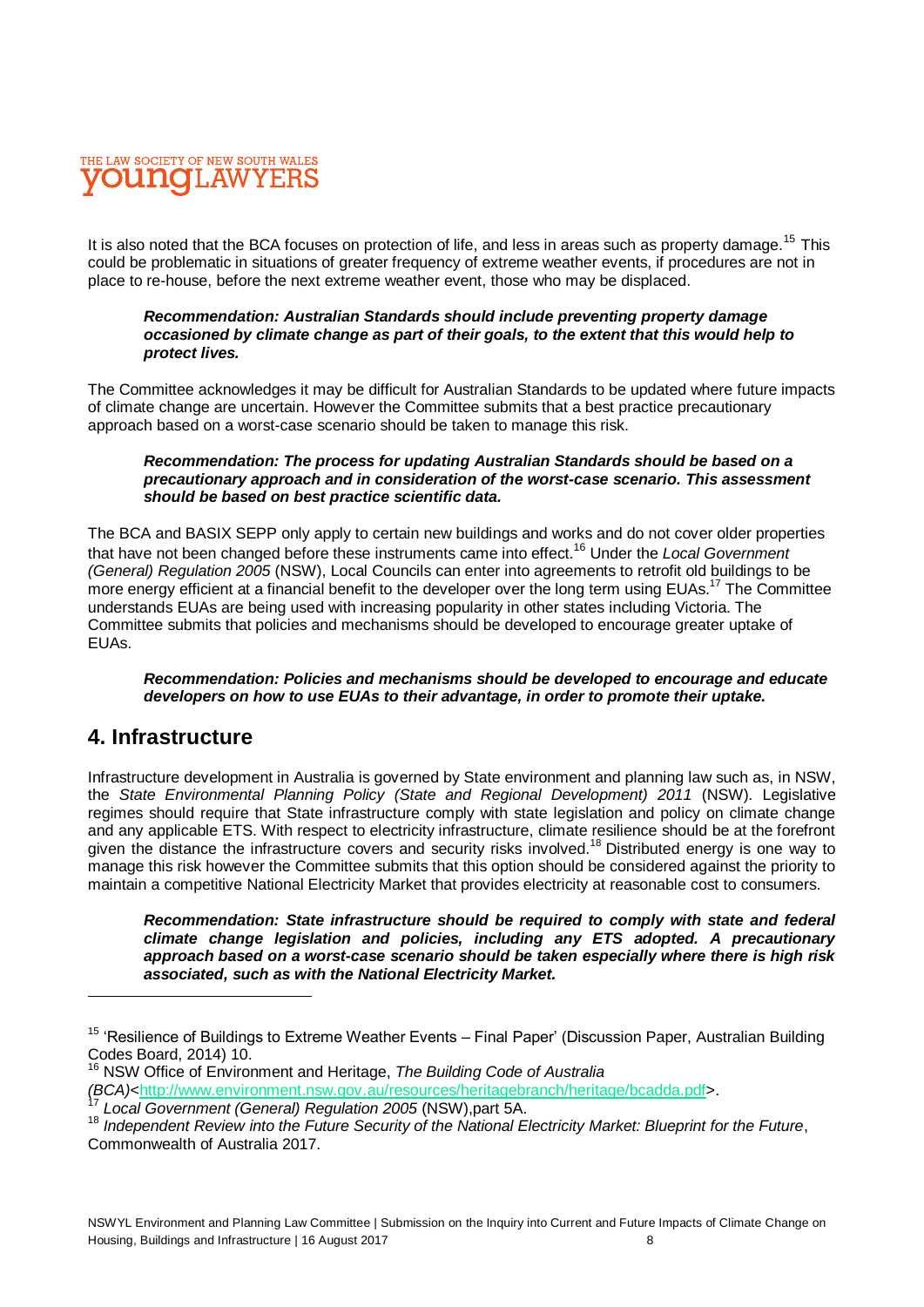It is also noted that the BCA focuses on protection of life, and less in areas such as property damage.[15] This could be problematic in situations of greater frequency of extreme weather events, if procedures are not in place to re-house, before the next extreme weather event, those who may be displaced.

> ***Recommendation: Australian Standards should include preventing property damage occasioned by climate change as part of their goals, to the extent that this would help to protect lives.***

The Committee acknowledges it may be difficult for Australian Standards to be updated where future impacts of climate change are uncertain. However the Committee submits that a best practice precautionary approach based on a worst-case scenario should be taken to manage this risk.

> ***Recommendation: The process for updating Australian Standards should be based on a precautionary approach and in consideration of the worst-case scenario. This assessment should be based on best practice scientific data.***

The BCA and BASIX SEPP only apply to certain new buildings and works and do not cover older properties that have not been changed before these instruments came into effect.[16] Under the *Local Government (General) Regulation 2005* (NSW), Local Councils can enter into agreements to retrofit old buildings to be more energy efficient at a financial benefit to the developer over the long term using EUAs.[17] The Committee understands EUAs are being used with increasing popularity in other states including Victoria. The Committee submits that policies and mechanisms should be developed to encourage greater uptake of EUAs.

> ***Recommendation: Policies and mechanisms should be developed to encourage and educate developers on how to use EUAs to their advantage, in order to promote their uptake.***

## 4. Infrastructure

Infrastructure development in Australia is governed by State environment and planning law such as, in NSW, the *State Environmental Planning Policy (State and Regional Development) 2011* (NSW). Legislative regimes should require that State infrastructure comply with state legislation and policy on climate change and any applicable ETS. With respect to electricity infrastructure, climate resilience should be at the forefront given the distance the infrastructure covers and security risks involved.[18] Distributed energy is one way to manage this risk however the Committee submits that this option should be considered against the priority to maintain a competitive National Electricity Market that provides electricity at reasonable cost to consumers.

> ***Recommendation: State infrastructure should be required to comply with state and federal climate change legislation and policies, including any ETS adopted. A precautionary approach based on a worst-case scenario should be taken especially where there is high risk associated, such as with the National Electricity Market.***

---

[15] 'Resilience of Buildings to Extreme Weather Events – Final Paper' (Discussion Paper, Australian Building Codes Board, 2014) 10.

[16] NSW Office of Environment and Heritage, *The Building Code of Australia (BCA)*<http://www.environment.nsw.gov.au/resources/heritagebranch/heritage/bcadda.pdf>.

[17] *Local Government (General) Regulation 2005* (NSW),part 5A.

[18] *Independent Review into the Future Security of the National Electricity Market: Blueprint for the Future*, Commonwealth of Australia 2017.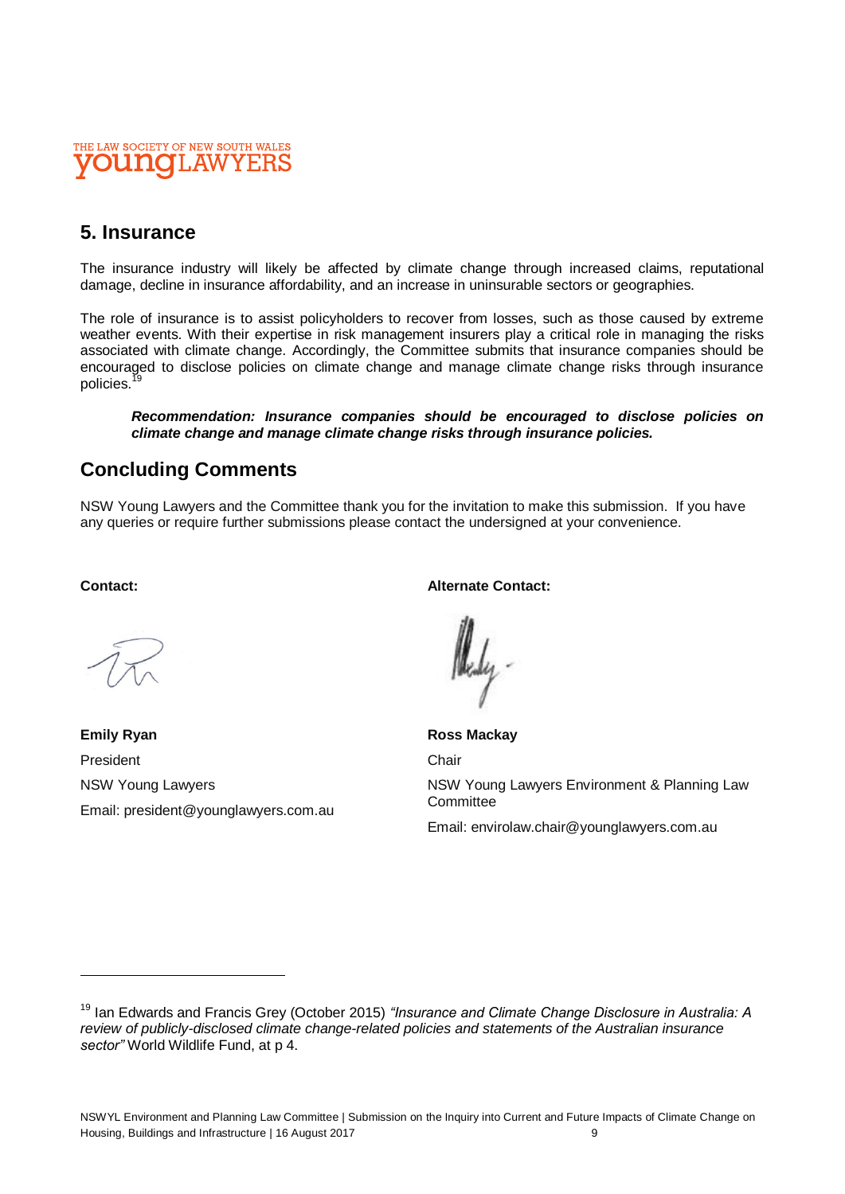## 5. Insurance

The insurance industry will likely be affected by climate change through increased claims, reputational damage, decline in insurance affordability, and an increase in uninsurable sectors or geographies.

The role of insurance is to assist policyholders to recover from losses, such as those caused by extreme weather events. With their expertise in risk management insurers play a critical role in managing the risks associated with climate change. Accordingly, the Committee submits that insurance companies should be encouraged to disclose policies on climate change and manage climate change risks through insurance policies.[19]

> ***Recommendation: Insurance companies should be encouraged to disclose policies on climate change and manage climate change risks through insurance policies.***

## Concluding Comments

NSW Young Lawyers and the Committee thank you for the invitation to make this submission. If you have any queries or require further submissions please contact the undersigned at your convenience.

**Contact:**

**Emily Ryan**
President
NSW Young Lawyers
Email: president@younglawyers.com.au

**Alternate Contact:**

**Ross Mackay**
Chair
NSW Young Lawyers Environment & Planning Law Committee
Email: envirolaw.chair@younglawyers.com.au

---

[19] Ian Edwards and Francis Grey (October 2015) *"Insurance and Climate Change Disclosure in Australia: A review of publicly-disclosed climate change-related policies and statements of the Australian insurance sector"* World Wildlife Fund, at p 4.